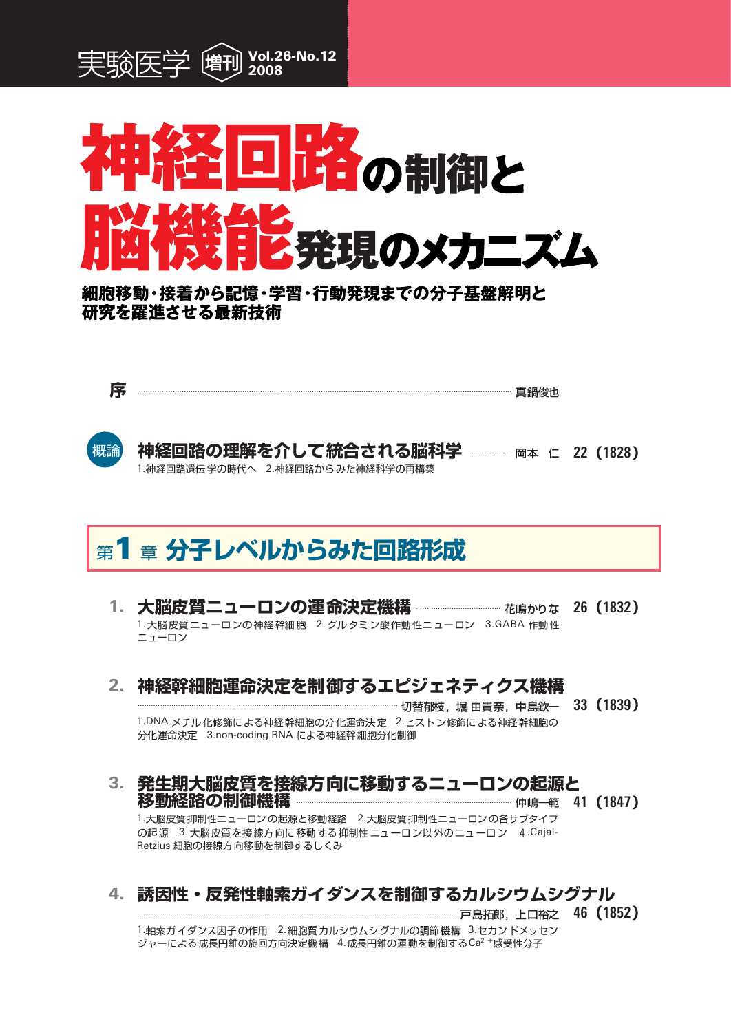実験医学 増刊 Vol.26-No.12 2008

# 神経回路の制御と脳機能発現のメカニズム

**細胞移動・接着から記憶・学習・行動発現までの分子基盤解明と研究を躍進させる最新技術**

**序** ………………………………………………………… 真鍋俊也

**概論** **神経回路の理解を介して統合される脳科学** ……… 岡本 仁 22（1828）
1.神経回路遺伝学の時代へ 2.神経回路からみた神経科学の再構築

## 第1章 分子レベルからみた回路形成

**1. 大脳皮質ニューロンの運命決定機構** ……… 花嶋かりな 26（1832）
1.大脳皮質ニューロンの神経幹細胞 2.グルタミン酸作動性ニューロン 3.GABA 作動性ニューロン

**2. 神経幹細胞運命決定を制御するエピジェネティクス機構** ……… 切替莉枝，堀 由貴奈，中島欽一 33（1839）
1.DNA メチル化修飾による神経幹細胞の分化運命決定 2.ヒストン修飾による神経幹細胞の分化運命決定 3.non-coding RNA による神経幹細胞分化制御

**3. 発生期大脳皮質を接線方向に移動するニューロンの起源と移動経路の制御機構** ……… 仲嶋一範 41（1847）
1.大脳皮質抑制性ニューロンの起源と移動経路 2.大脳皮質抑制性ニューロンの各サブタイプの起源 3.大脳皮質を接線方向に移動する抑制性ニューロン以外のニューロン 4.Cajal-Retzius 細胞の接線方向移動を制御するしくみ

**4. 誘因性・反発性軸索ガイダンスを制御するカルシウムシグナル** ……… 戸島拓郎，上口裕之 46（1852）
1.軸索ガイダンス因子の作用 2.細胞質カルシウムシグナルの調節機構 3.セカンドメッセンジャーによる成長円錐の旋回方向決定機構 4.成長円錐の運動を制御する$Ca^{2+}$感受性分子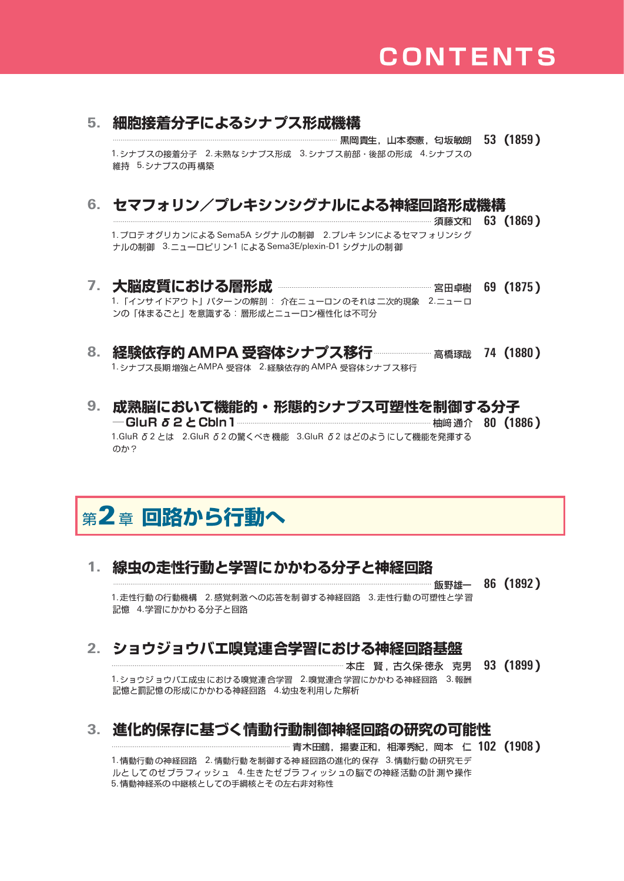# CONTENTS

### 5. 細胞接着分子によるシナプス形成機構

黒岡貴生，山本泰憲，匂坂敏朗　**53（1859）**

1. シナプスの接着分子　2. 未熟なシナプス形成　3. シナプス前部・後部の形成　4. シナプスの維持　5. シナプスの再構築

### 6. セマフォリン／プレキシンシグナルによる神経回路形成機構

須藤文和　**63（1869）**

1. プロテオグリカンによるSema5A シグナルの制御　2. プレキシンによるセマフォリンシグナルの制御　3. ニューロピリン-1 によるSema3E/plexin-D1 シグナルの制御

### 7. 大脳皮質における層形成

宮田卓樹　**69（1875）**

1.「インサイドアウト」パターンの解剖：介在ニューロンのそれは二次的現象　2. ニューロンの「体まるごと」を意識する：層形成とニューロン極性化は不可分

### 8. 経験依存的AMPA受容体シナプス移行

高橋琢哉　**74（1880）**

1. シナプス長期増強とAMPA 受容体　2. 経験依存的AMPA 受容体シナプス移行

### 9. 成熟脳において機能的・形態的シナプス可塑性を制御する分子 ―GluR δ2とCbln1

柚﨑通介　**80（1886）**

1. GluR δ2 とは　2. GluR δ2 の驚くべき機能　3. GluR δ2 はどのようにして機能を発揮するのか？

## 第2章 回路から行動へ

### 1. 線虫の走性行動と学習にかかわる分子と神経回路

飯野雄一　**86（1892）**

1. 走性行動の行動機構　2. 感覚刺激への応答を制御する神経回路　3. 走性行動の可塑性と学習記憶　4. 学習にかかわる分子と回路

### 2. ショウジョウバエ嗅覚連合学習における神経回路基盤

本庄　賢，古久保-徳永　克男　**93（1899）**

1. ショウジョウバエ成虫における嗅覚連合学習　2. 嗅覚連合学習にかかわる神経回路　3. 報酬記憶と罰記憶の形成にかかわる神経回路　4. 幼虫を利用した解析

### 3. 進化的保存に基づく情動行動制御神経回路の研究の可能性

青木田鶴，揚妻正和，相澤秀紀，岡本　仁　**102（1908）**

1. 情動行動の神経回路　2. 情動行動を制御する神経回路の進化的保存　3. 情動行動の研究モデルとしてのゼブラフィッシュ　4. 生きたゼブラフィッシュの脳での神経活動の計測や操作　5. 情動神経系の中継核としての手綱核とその左右非対称性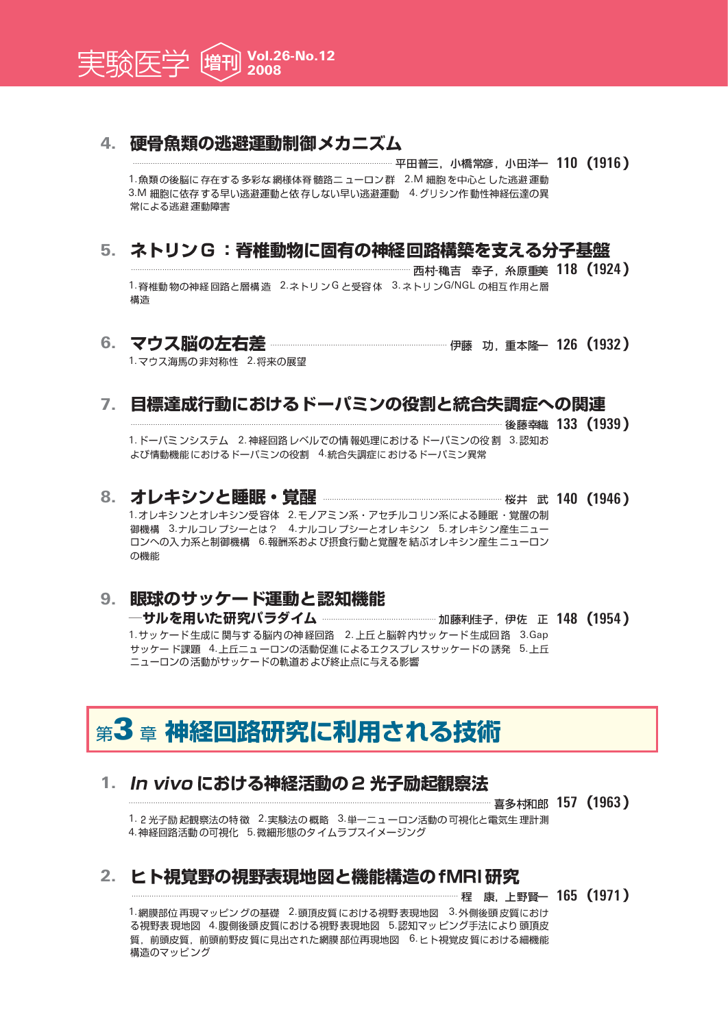### 4. 硬骨魚類の逃避運動制御メカニズム

平田普三，小橋常彦，小田洋一 110（1916）

1.魚類の後脳に存在する多彩な網様体脊髄ニューロン群　2.M 細胞を中心とした逃避運動　3.M 細胞に依存する早い逃避運動と依存しない早い逃避運動　4.グリシン作動性神経伝達の異常による逃避運動障害

### 5. ネトリンG：脊椎動物に固有の神経回路構築を支える分子基盤

西村-稚吉　幸子，糸原重美 118（1924）

1.脊椎動物の神経回路と層構造　2.ネトリンG と受容体　3.ネトリンG/NGL の相互作用と層構造

### 6. マウス脳の左右差

伊藤　功，重本隆一 126（1932）

1.マウス海馬の非対称性　2.将来の展望

### 7. 目標達成行動におけるドーパミンの役割と統合失調症への関連

後藤幸織 133（1939）

1.ドーパミンシステム　2.神経回路レベルでの情報処理におけるドーパミンの役割　3.認知および情動機能におけるドーパミンの役割　4.統合失調症におけるドーパミン異常

### 8. オレキシンと睡眠・覚醒

桜井　武 140（1946）

1.オレキシンとオレキシン受容体　2.モノアミン系・アセチルコリン系による睡眠・覚醒の制御機構　3.ナルコレプシーとは？　4.ナルコレプシーとオレキシン　5.オレキシン産生ニューロンへの入力系と制御機構　6.報酬系および摂食行動と覚醒を結ぶオレキシン産生ニューロンの機能

### 9. 眼球のサッケード運動と認知機能

**―サルを用いた研究パラダイム**

加藤利佳子，伊佐　正 148（1954）

1.サッケード生成に関与する脳内の神経回路　2.上丘と脳幹内サッケード生成回路　3.Gap サッケード課題　4.上丘ニューロンの活動促進によるエクスプレスサッケードの誘発　5.上丘ニューロンの活動がサッケードの軌道および終止点に与える影響

## 第3章 神経回路研究に利用される技術

### 1. *In vivo* における神経活動の2光子励起観察法

喜多村和郎 157（1963）

1.2光子励起観察法の特徴　2.実験法の概略　3.単一ニューロン活動の可視化と電気生理計測　4.神経回路活動の可視化　5.微細形態のタイムラプスイメージング

### 2. ヒト視覚野の視野表現地図と機能構造のfMRI研究

程　康，上野賢一 165（1971）

1.網膜部位再現マッピングの基礎　2.頭頂皮質における視野表現地図　3.外側後頭皮質における視野表現地図　4.腹側後頭皮質における視野表現地図　5.認知マッピング手法により頭頂皮質，前頭皮質，前頭前野皮質に見出された網膜部位再現地図　6.ヒト視覚皮質における細機能構造のマッピング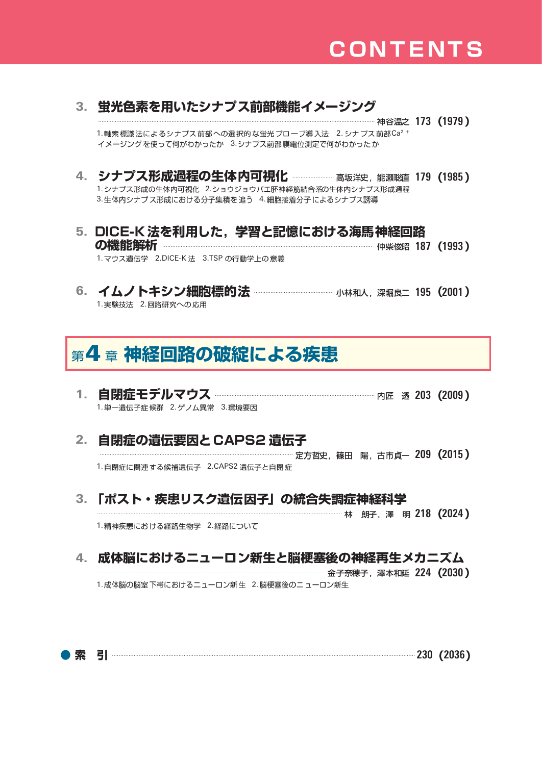# CONTENTS

**3. 蛍光色素を用いたシナプス前部機能イメージング** ……………… 神谷温之 173（1979）

1.軸索標識法によるシナプス前部への選択的な蛍光プローブ導入法　2.シナプス前部 $Ca^{2+}$ イメージングを使って何がわかったか　3.シナプス前部膜電位測定で何がわかったか

**4. シナプス形成過程の生体内可視化** ……………… 高坂洋史，能瀬聡直 179（1985）

1.シナプス形成の生体内可視化　2.ショウジョウバエ胚神経筋結合系の生体内シナプス形成過程　3.生体内シナプス形成における分子集積を追う　4.細胞接着分子によるシナプス誘導

**5. DICE-K 法を利用した，学習と記憶における海馬神経回路の機能解析** ……………… 仲柴俊昭 187（1993）

1.マウス遺伝学　2.DICE-K 法　3.TSP の行動学上の意義

**6. イムノトキシン細胞標的法** ……………… 小林和人，深堀良二 195（2001）

1.実験技法　2.回路研究への応用

## 第4章 神経回路の破綻による疾患

**1. 自閉症モデルマウス** ……………… 内匠　透 203（2009）

1.単一遺伝子症候群　2.ゲノム異常　3.環境要因

**2. 自閉症の遺伝要因と CAPS2 遺伝子** ……………… 定方哲史，篠田　陽，古市貞一 209（2015）

1.自閉症に関連する候補遺伝子　2.CAPS2 遺伝子と自閉症

**3. 「ポスト・疾患リスク遺伝因子」の統合失調症神経科学** ……………… 林　朗子，澤　明 218（2024）

1.精神疾患における経路生物学　2.経路について

**4. 成体脳におけるニューロン新生と脳梗塞後の神経再生メカニズム** ……………… 金子奈穂子，澤本和延 224（2030）

1.成体脳の脳室下帯におけるニューロン新生　2.脳梗塞後のニューロン新生

**● 索　引** ……………… 230（2036）